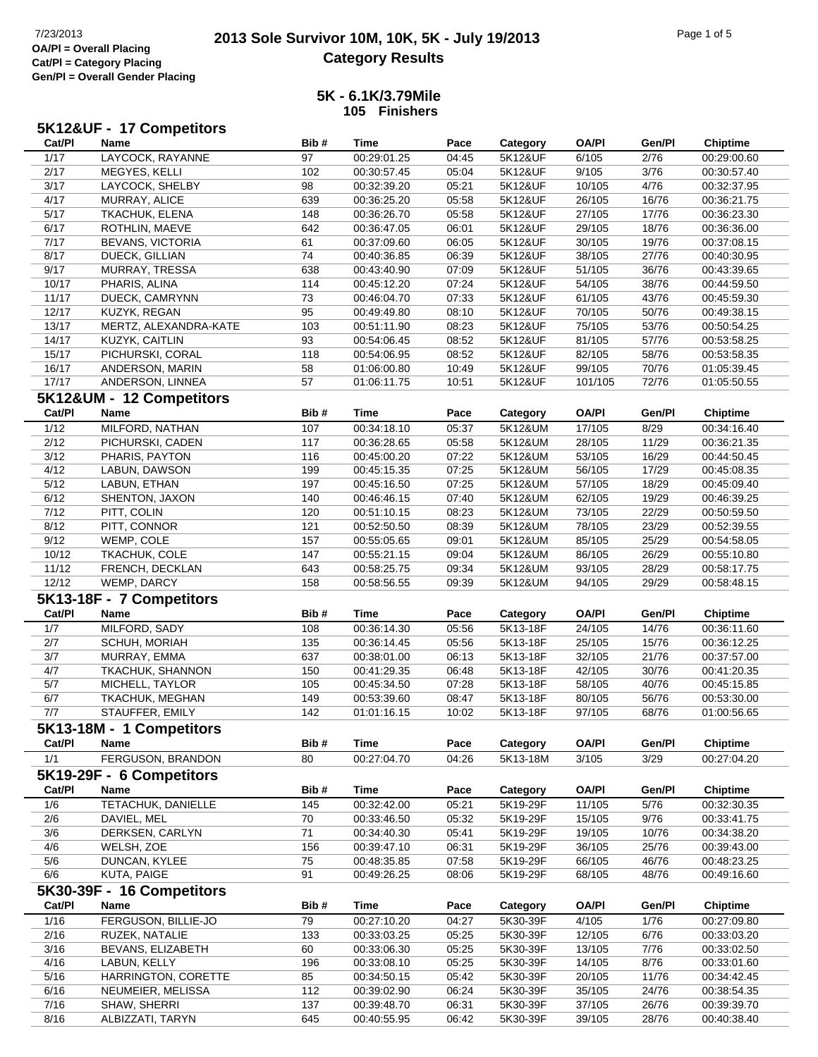# 2013 Sole Survivor 10M, 10K, 5K - July 19/2013

## Category Results

7/23/2013

**OA/Pl = Overall Placing**
**Cat/Pl = Category Placing**
**Gen/Pl = Overall Gender Placing**

### 5K - 6.1K/3.79Mile

**105 Finishers**

### 5K12&UF - 17 Competitors

| Cat/Pl | Name | Bib # | Time | Pace | Category | OA/Pl | Gen/Pl | Chiptime |
|---|---|---|---|---|---|---|---|---|
| 1/17 | LAYCOCK, RAYANNE | 97 | 00:29:01.25 | 04:45 | 5K12&UF | 6/105 | 2/76 | 00:29:00.60 |
| 2/17 | MEGYES, KELLI | 102 | 00:30:57.45 | 05:04 | 5K12&UF | 9/105 | 3/76 | 00:30:57.40 |
| 3/17 | LAYCOCK, SHELBY | 98 | 00:32:39.20 | 05:21 | 5K12&UF | 10/105 | 4/76 | 00:32:37.95 |
| 4/17 | MURRAY, ALICE | 639 | 00:36:25.20 | 05:58 | 5K12&UF | 26/105 | 16/76 | 00:36:21.75 |
| 5/17 | TKACHUK, ELENA | 148 | 00:36:26.70 | 05:58 | 5K12&UF | 27/105 | 17/76 | 00:36:23.30 |
| 6/17 | ROTHLIN, MAEVE | 642 | 00:36:47.05 | 06:01 | 5K12&UF | 29/105 | 18/76 | 00:36:36.00 |
| 7/17 | BEVANS, VICTORIA | 61 | 00:37:09.60 | 06:05 | 5K12&UF | 30/105 | 19/76 | 00:37:08.15 |
| 8/17 | DUECK, GILLIAN | 74 | 00:40:36.85 | 06:39 | 5K12&UF | 38/105 | 27/76 | 00:40:30.95 |
| 9/17 | MURRAY, TRESSA | 638 | 00:43:40.90 | 07:09 | 5K12&UF | 51/105 | 36/76 | 00:43:39.65 |
| 10/17 | PHARIS, ALINA | 114 | 00:45:12.20 | 07:24 | 5K12&UF | 54/105 | 38/76 | 00:44:59.50 |
| 11/17 | DUECK, CAMRYNN | 73 | 00:46:04.70 | 07:33 | 5K12&UF | 61/105 | 43/76 | 00:45:59.30 |
| 12/17 | KUZYK, REGAN | 95 | 00:49:49.80 | 08:10 | 5K12&UF | 70/105 | 50/76 | 00:49:38.15 |
| 13/17 | MERTZ, ALEXANDRA-KATE | 103 | 00:51:11.90 | 08:23 | 5K12&UF | 75/105 | 53/76 | 00:50:54.25 |
| 14/17 | KUZYK, CAITLIN | 93 | 00:54:06.45 | 08:52 | 5K12&UF | 81/105 | 57/76 | 00:53:58.25 |
| 15/17 | PICHURSKI, CORAL | 118 | 00:54:06.95 | 08:52 | 5K12&UF | 82/105 | 58/76 | 00:53:58.35 |
| 16/17 | ANDERSON, MARIN | 58 | 01:06:00.80 | 10:49 | 5K12&UF | 99/105 | 70/76 | 01:05:39.45 |
| 17/17 | ANDERSON, LINNEA | 57 | 01:06:11.75 | 10:51 | 5K12&UF | 101/105 | 72/76 | 01:05:50.55 |

### 5K12&UM - 12 Competitors

| Cat/Pl | Name | Bib # | Time | Pace | Category | OA/Pl | Gen/Pl | Chiptime |
|---|---|---|---|---|---|---|---|---|
| 1/12 | MILFORD, NATHAN | 107 | 00:34:18.10 | 05:37 | 5K12&UM | 17/105 | 8/29 | 00:34:16.40 |
| 2/12 | PICHURSKI, CADEN | 117 | 00:36:28.65 | 05:58 | 5K12&UM | 28/105 | 11/29 | 00:36:21.35 |
| 3/12 | PHARIS, PAYTON | 116 | 00:45:00.20 | 07:22 | 5K12&UM | 53/105 | 16/29 | 00:44:50.45 |
| 4/12 | LABUN, DAWSON | 199 | 00:45:15.35 | 07:25 | 5K12&UM | 56/105 | 17/29 | 00:45:08.35 |
| 5/12 | LABUN, ETHAN | 197 | 00:45:16.50 | 07:25 | 5K12&UM | 57/105 | 18/29 | 00:45:09.40 |
| 6/12 | SHENTON, JAXON | 140 | 00:46:46.15 | 07:40 | 5K12&UM | 62/105 | 19/29 | 00:46:39.25 |
| 7/12 | PITT, COLIN | 120 | 00:51:10.15 | 08:23 | 5K12&UM | 73/105 | 22/29 | 00:50:59.50 |
| 8/12 | PITT, CONNOR | 121 | 00:52:50.50 | 08:39 | 5K12&UM | 78/105 | 23/29 | 00:52:39.55 |
| 9/12 | WEMP, COLE | 157 | 00:55:05.65 | 09:01 | 5K12&UM | 85/105 | 25/29 | 00:54:58.05 |
| 10/12 | TKACHUK, COLE | 147 | 00:55:21.15 | 09:04 | 5K12&UM | 86/105 | 26/29 | 00:55:10.80 |
| 11/12 | FRENCH, DECKLAN | 643 | 00:58:25.75 | 09:34 | 5K12&UM | 93/105 | 28/29 | 00:58:17.75 |
| 12/12 | WEMP, DARCY | 158 | 00:58:56.55 | 09:39 | 5K12&UM | 94/105 | 29/29 | 00:58:48.15 |

### 5K13-18F - 7 Competitors

| Cat/Pl | Name | Bib # | Time | Pace | Category | OA/Pl | Gen/Pl | Chiptime |
|---|---|---|---|---|---|---|---|---|
| 1/7 | MILFORD, SADY | 108 | 00:36:14.30 | 05:56 | 5K13-18F | 24/105 | 14/76 | 00:36:11.60 |
| 2/7 | SCHUH, MORIAH | 135 | 00:36:14.45 | 05:56 | 5K13-18F | 25/105 | 15/76 | 00:36:12.25 |
| 3/7 | MURRAY, EMMA | 637 | 00:38:01.00 | 06:13 | 5K13-18F | 32/105 | 21/76 | 00:37:57.00 |
| 4/7 | TKACHUK, SHANNON | 150 | 00:41:29.35 | 06:48 | 5K13-18F | 42/105 | 30/76 | 00:41:20.35 |
| 5/7 | MICHELL, TAYLOR | 105 | 00:45:34.50 | 07:28 | 5K13-18F | 58/105 | 40/76 | 00:45:15.85 |
| 6/7 | TKACHUK, MEGHAN | 149 | 00:53:39.60 | 08:47 | 5K13-18F | 80/105 | 56/76 | 00:53:30.00 |
| 7/7 | STAUFFER, EMILY | 142 | 01:01:16.15 | 10:02 | 5K13-18F | 97/105 | 68/76 | 01:00:56.65 |

### 5K13-18M - 1 Competitors

| Cat/Pl | Name | Bib # | Time | Pace | Category | OA/Pl | Gen/Pl | Chiptime |
|---|---|---|---|---|---|---|---|---|
| 1/1 | FERGUSON, BRANDON | 80 | 00:27:04.70 | 04:26 | 5K13-18M | 3/105 | 3/29 | 00:27:04.20 |

### 5K19-29F - 6 Competitors

| Cat/Pl | Name | Bib # | Time | Pace | Category | OA/Pl | Gen/Pl | Chiptime |
|---|---|---|---|---|---|---|---|---|
| 1/6 | TETACHUK, DANIELLE | 145 | 00:32:42.00 | 05:21 | 5K19-29F | 11/105 | 5/76 | 00:32:30.35 |
| 2/6 | DAVIEL, MEL | 70 | 00:33:46.50 | 05:32 | 5K19-29F | 15/105 | 9/76 | 00:33:41.75 |
| 3/6 | DERKSEN, CARLYN | 71 | 00:34:40.30 | 05:41 | 5K19-29F | 19/105 | 10/76 | 00:34:38.20 |
| 4/6 | WELSH, ZOE | 156 | 00:39:47.10 | 06:31 | 5K19-29F | 36/105 | 25/76 | 00:39:43.00 |
| 5/6 | DUNCAN, KYLEE | 75 | 00:48:35.85 | 07:58 | 5K19-29F | 66/105 | 46/76 | 00:48:23.25 |
| 6/6 | KUTA, PAIGE | 91 | 00:49:26.25 | 08:06 | 5K19-29F | 68/105 | 48/76 | 00:49:16.60 |

### 5K30-39F - 16 Competitors

| Cat/Pl | Name | Bib # | Time | Pace | Category | OA/Pl | Gen/Pl | Chiptime |
|---|---|---|---|---|---|---|---|---|
| 1/16 | FERGUSON, BILLIE-JO | 79 | 00:27:10.20 | 04:27 | 5K30-39F | 4/105 | 1/76 | 00:27:09.80 |
| 2/16 | RUZEK, NATALIE | 133 | 00:33:03.25 | 05:25 | 5K30-39F | 12/105 | 6/76 | 00:33:03.20 |
| 3/16 | BEVANS, ELIZABETH | 60 | 00:33:06.30 | 05:25 | 5K30-39F | 13/105 | 7/76 | 00:33:02.50 |
| 4/16 | LABUN, KELLY | 196 | 00:33:08.10 | 05:25 | 5K30-39F | 14/105 | 8/76 | 00:33:01.60 |
| 5/16 | HARRINGTON, CORETTE | 85 | 00:34:50.15 | 05:42 | 5K30-39F | 20/105 | 11/76 | 00:34:42.45 |
| 6/16 | NEUMEIER, MELISSA | 112 | 00:39:02.90 | 06:24 | 5K30-39F | 35/105 | 24/76 | 00:38:54.35 |
| 7/16 | SHAW, SHERRI | 137 | 00:39:48.70 | 06:31 | 5K30-39F | 37/105 | 26/76 | 00:39:39.70 |
| 8/16 | ALBIZZATI, TARYN | 645 | 00:40:55.95 | 06:42 | 5K30-39F | 39/105 | 28/76 | 00:40:38.40 |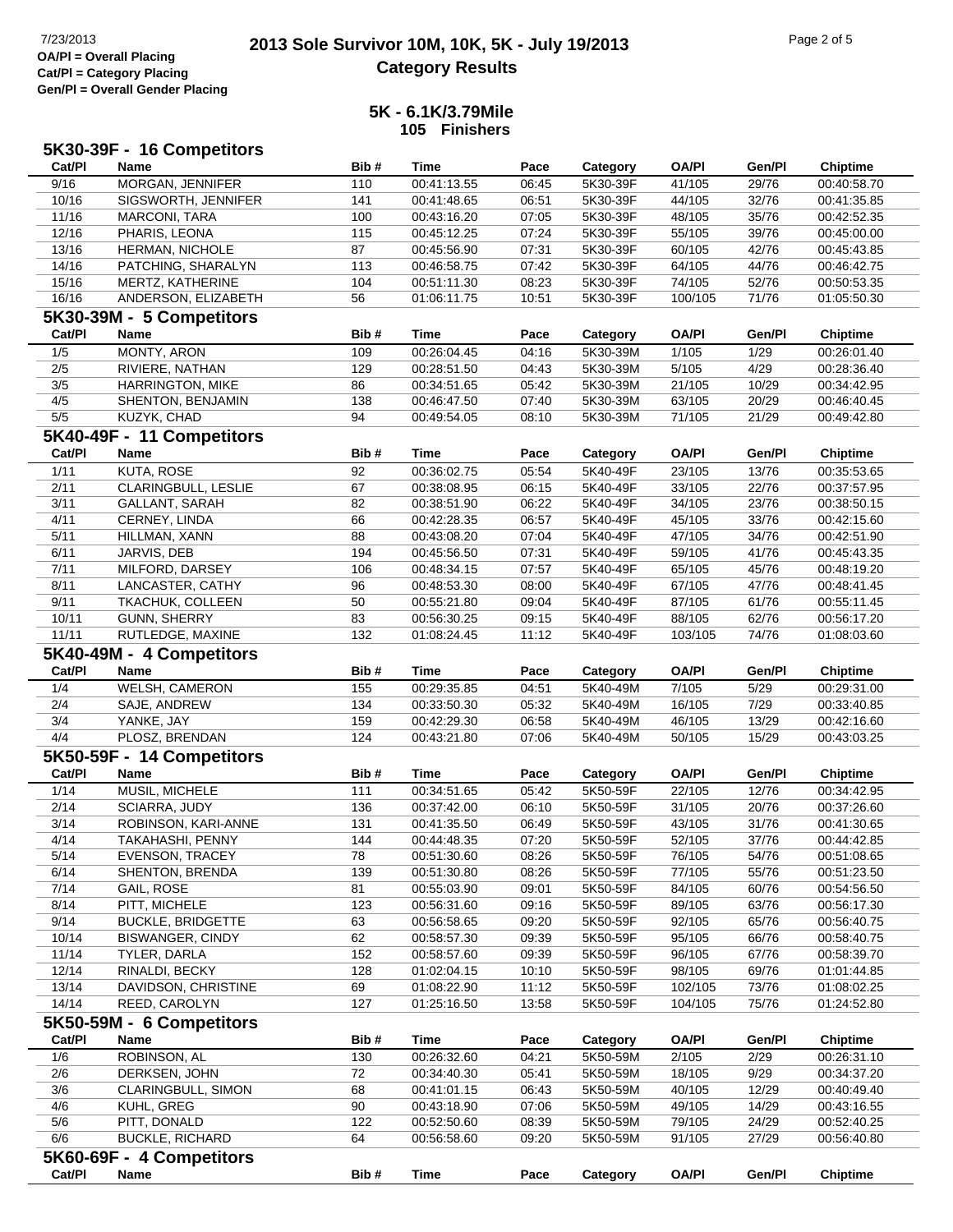## 5K - 6.1K/3.79Mile
### 105 Finishers

### 5K30-39F - 16 Competitors

| Cat/Pl | Name | Bib # | Time | Pace | Category | OA/Pl | Gen/Pl | Chiptime |
|---|---|---|---|---|---|---|---|---|
| 9/16 | MORGAN, JENNIFER | 110 | 00:41:13.55 | 06:45 | 5K30-39F | 41/105 | 29/76 | 00:40:58.70 |
| 10/16 | SIGSWORTH, JENNIFER | 141 | 00:41:48.65 | 06:51 | 5K30-39F | 44/105 | 32/76 | 00:41:35.85 |
| 11/16 | MARCONI, TARA | 100 | 00:43:16.20 | 07:05 | 5K30-39F | 48/105 | 35/76 | 00:42:52.35 |
| 12/16 | PHARIS, LEONA | 115 | 00:45:12.25 | 07:24 | 5K30-39F | 55/105 | 39/76 | 00:45:00.00 |
| 13/16 | HERMAN, NICHOLE | 87 | 00:45:56.90 | 07:31 | 5K30-39F | 60/105 | 42/76 | 00:45:43.85 |
| 14/16 | PATCHING, SHARALYN | 113 | 00:46:58.75 | 07:42 | 5K30-39F | 64/105 | 44/76 | 00:46:42.75 |
| 15/16 | MERTZ, KATHERINE | 104 | 00:51:11.30 | 08:23 | 5K30-39F | 74/105 | 52/76 | 00:50:53.35 |
| 16/16 | ANDERSON, ELIZABETH | 56 | 01:06:11.75 | 10:51 | 5K30-39F | 100/105 | 71/76 | 01:05:50.30 |

### 5K30-39M - 5 Competitors

| Cat/Pl | Name | Bib # | Time | Pace | Category | OA/Pl | Gen/Pl | Chiptime |
|---|---|---|---|---|---|---|---|---|
| 1/5 | MONTY, ARON | 109 | 00:26:04.45 | 04:16 | 5K30-39M | 1/105 | 1/29 | 00:26:01.40 |
| 2/5 | RIVIERE, NATHAN | 129 | 00:28:51.50 | 04:43 | 5K30-39M | 5/105 | 4/29 | 00:28:36.40 |
| 3/5 | HARRINGTON, MIKE | 86 | 00:34:51.65 | 05:42 | 5K30-39M | 21/105 | 10/29 | 00:34:42.95 |
| 4/5 | SHENTON, BENJAMIN | 138 | 00:46:47.50 | 07:40 | 5K30-39M | 63/105 | 20/29 | 00:46:40.45 |
| 5/5 | KUZYK, CHAD | 94 | 00:49:54.05 | 08:10 | 5K30-39M | 71/105 | 21/29 | 00:49:42.80 |

### 5K40-49F - 11 Competitors

| Cat/Pl | Name | Bib # | Time | Pace | Category | OA/Pl | Gen/Pl | Chiptime |
|---|---|---|---|---|---|---|---|---|
| 1/11 | KUTA, ROSE | 92 | 00:36:02.75 | 05:54 | 5K40-49F | 23/105 | 13/76 | 00:35:53.65 |
| 2/11 | CLARINGBULL, LESLIE | 67 | 00:38:08.95 | 06:15 | 5K40-49F | 33/105 | 22/76 | 00:37:57.95 |
| 3/11 | GALLANT, SARAH | 82 | 00:38:51.90 | 06:22 | 5K40-49F | 34/105 | 23/76 | 00:38:50.15 |
| 4/11 | CERNEY, LINDA | 66 | 00:42:28.35 | 06:57 | 5K40-49F | 45/105 | 33/76 | 00:42:15.60 |
| 5/11 | HILLMAN, XANN | 88 | 00:43:08.20 | 07:04 | 5K40-49F | 47/105 | 34/76 | 00:42:51.90 |
| 6/11 | JARVIS, DEB | 194 | 00:45:56.50 | 07:31 | 5K40-49F | 59/105 | 41/76 | 00:45:43.35 |
| 7/11 | MILFORD, DARSEY | 106 | 00:48:34.15 | 07:57 | 5K40-49F | 65/105 | 45/76 | 00:48:19.20 |
| 8/11 | LANCASTER, CATHY | 96 | 00:48:53.30 | 08:00 | 5K40-49F | 67/105 | 47/76 | 00:48:41.45 |
| 9/11 | TKACHUK, COLLEEN | 50 | 00:55:21.80 | 09:04 | 5K40-49F | 87/105 | 61/76 | 00:55:11.45 |
| 10/11 | GUNN, SHERRY | 83 | 00:56:30.25 | 09:15 | 5K40-49F | 88/105 | 62/76 | 00:56:17.20 |
| 11/11 | RUTLEDGE, MAXINE | 132 | 01:08:24.45 | 11:12 | 5K40-49F | 103/105 | 74/76 | 01:08:03.60 |

### 5K40-49M - 4 Competitors

| Cat/Pl | Name | Bib # | Time | Pace | Category | OA/Pl | Gen/Pl | Chiptime |
|---|---|---|---|---|---|---|---|---|
| 1/4 | WELSH, CAMERON | 155 | 00:29:35.85 | 04:51 | 5K40-49M | 7/105 | 5/29 | 00:29:31.00 |
| 2/4 | SAJE, ANDREW | 134 | 00:33:50.30 | 05:32 | 5K40-49M | 16/105 | 7/29 | 00:33:40.85 |
| 3/4 | YANKE, JAY | 159 | 00:42:29.30 | 06:58 | 5K40-49M | 46/105 | 13/29 | 00:42:16.60 |
| 4/4 | PLOSZ, BRENDAN | 124 | 00:43:21.80 | 07:06 | 5K40-49M | 50/105 | 15/29 | 00:43:03.25 |

### 5K50-59F - 14 Competitors

| Cat/Pl | Name | Bib # | Time | Pace | Category | OA/Pl | Gen/Pl | Chiptime |
|---|---|---|---|---|---|---|---|---|
| 1/14 | MUSIL, MICHELE | 111 | 00:34:51.65 | 05:42 | 5K50-59F | 22/105 | 12/76 | 00:34:42.95 |
| 2/14 | SCIARRA, JUDY | 136 | 00:37:42.00 | 06:10 | 5K50-59F | 31/105 | 20/76 | 00:37:26.60 |
| 3/14 | ROBINSON, KARI-ANNE | 131 | 00:41:35.50 | 06:49 | 5K50-59F | 43/105 | 31/76 | 00:41:30.65 |
| 4/14 | TAKAHASHI, PENNY | 144 | 00:44:48.35 | 07:20 | 5K50-59F | 52/105 | 37/76 | 00:44:42.85 |
| 5/14 | EVENSON, TRACEY | 78 | 00:51:30.60 | 08:26 | 5K50-59F | 76/105 | 54/76 | 00:51:08.65 |
| 6/14 | SHENTON, BRENDA | 139 | 00:51:30.80 | 08:26 | 5K50-59F | 77/105 | 55/76 | 00:51:23.50 |
| 7/14 | GAIL, ROSE | 81 | 00:55:03.90 | 09:01 | 5K50-59F | 84/105 | 60/76 | 00:54:56.50 |
| 8/14 | PITT, MICHELE | 123 | 00:56:31.60 | 09:16 | 5K50-59F | 89/105 | 63/76 | 00:56:17.30 |
| 9/14 | BUCKLE, BRIDGETTE | 63 | 00:56:58.65 | 09:20 | 5K50-59F | 92/105 | 65/76 | 00:56:40.75 |
| 10/14 | BISWANGER, CINDY | 62 | 00:58:57.30 | 09:39 | 5K50-59F | 95/105 | 66/76 | 00:58:40.75 |
| 11/14 | TYLER, DARLA | 152 | 00:58:57.60 | 09:39 | 5K50-59F | 96/105 | 67/76 | 00:58:39.70 |
| 12/14 | RINALDI, BECKY | 128 | 01:02:04.15 | 10:10 | 5K50-59F | 98/105 | 69/76 | 01:01:44.85 |
| 13/14 | DAVIDSON, CHRISTINE | 69 | 01:08:22.90 | 11:12 | 5K50-59F | 102/105 | 73/76 | 01:08:02.25 |
| 14/14 | REED, CAROLYN | 127 | 01:25:16.50 | 13:58 | 5K50-59F | 104/105 | 75/76 | 01:24:52.80 |

### 5K50-59M - 6 Competitors

| Cat/Pl | Name | Bib # | Time | Pace | Category | OA/Pl | Gen/Pl | Chiptime |
|---|---|---|---|---|---|---|---|---|
| 1/6 | ROBINSON, AL | 130 | 00:26:32.60 | 04:21 | 5K50-59M | 2/105 | 2/29 | 00:26:31.10 |
| 2/6 | DERKSEN, JOHN | 72 | 00:34:40.30 | 05:41 | 5K50-59M | 18/105 | 9/29 | 00:34:37.20 |
| 3/6 | CLARINGBULL, SIMON | 68 | 00:41:01.15 | 06:43 | 5K50-59M | 40/105 | 12/29 | 00:40:49.40 |
| 4/6 | KUHL, GREG | 90 | 00:43:18.90 | 07:06 | 5K50-59M | 49/105 | 14/29 | 00:43:16.55 |
| 5/6 | PITT, DONALD | 122 | 00:52:50.60 | 08:39 | 5K50-59M | 79/105 | 24/29 | 00:52:40.25 |
| 6/6 | BUCKLE, RICHARD | 64 | 00:56:58.60 | 09:20 | 5K50-59M | 91/105 | 27/29 | 00:56:40.80 |

### 5K60-69F - 4 Competitors

| Cat/Pl | Name | Bib # | Time | Pace | Category | OA/Pl | Gen/Pl | Chiptime |
|---|---|---|---|---|---|---|---|---|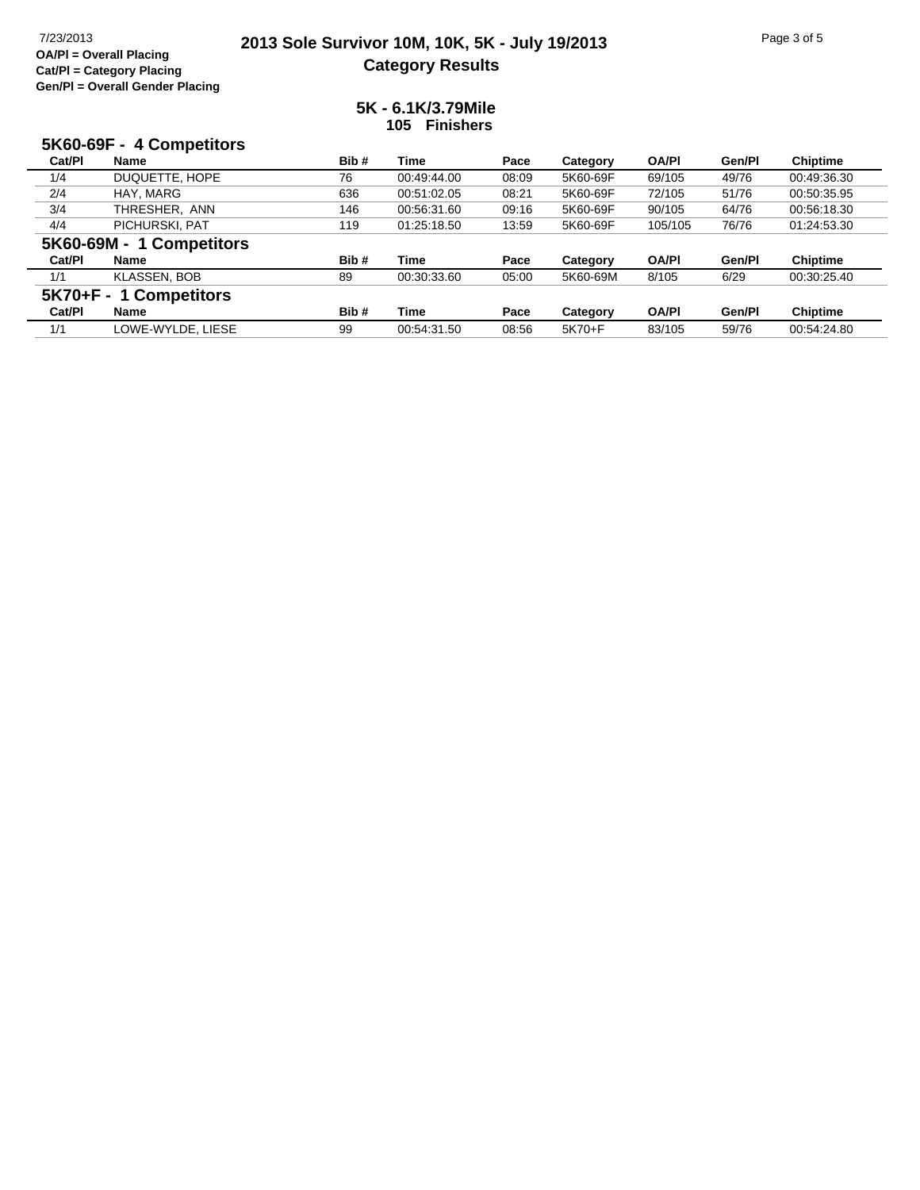7/23/2013

**OA/Pl = Overall Placing**
**Cat/Pl = Category Placing**
**Gen/Pl = Overall Gender Placing**

# 2013 Sole Survivor 10M, 10K, 5K - July 19/2013

## Category Results

### 5K - 6.1K/3.79Mile
### 105 Finishers

### 5K60-69F - 4 Competitors

| Cat/Pl | Name | Bib # | Time | Pace | Category | OA/Pl | Gen/Pl | Chiptime |
|---|---|---|---|---|---|---|---|---|
| 1/4 | DUQUETTE, HOPE | 76 | 00:49:44.00 | 08:09 | 5K60-69F | 69/105 | 49/76 | 00:49:36.30 |
| 2/4 | HAY, MARG | 636 | 00:51:02.05 | 08:21 | 5K60-69F | 72/105 | 51/76 | 00:50:35.95 |
| 3/4 | THRESHER, ANN | 146 | 00:56:31.60 | 09:16 | 5K60-69F | 90/105 | 64/76 | 00:56:18.30 |
| 4/4 | PICHURSKI, PAT | 119 | 01:25:18.50 | 13:59 | 5K60-69F | 105/105 | 76/76 | 01:24:53.30 |

### 5K60-69M - 1 Competitors

| Cat/Pl | Name | Bib # | Time | Pace | Category | OA/Pl | Gen/Pl | Chiptime |
|---|---|---|---|---|---|---|---|---|
| 1/1 | KLASSEN, BOB | 89 | 00:30:33.60 | 05:00 | 5K60-69M | 8/105 | 6/29 | 00:30:25.40 |

### 5K70+F - 1 Competitors

| Cat/Pl | Name | Bib # | Time | Pace | Category | OA/Pl | Gen/Pl | Chiptime |
|---|---|---|---|---|---|---|---|---|
| 1/1 | LOWE-WYLDE, LIESE | 99 | 00:54:31.50 | 08:56 | 5K70+F | 83/105 | 59/76 | 00:54:24.80 |